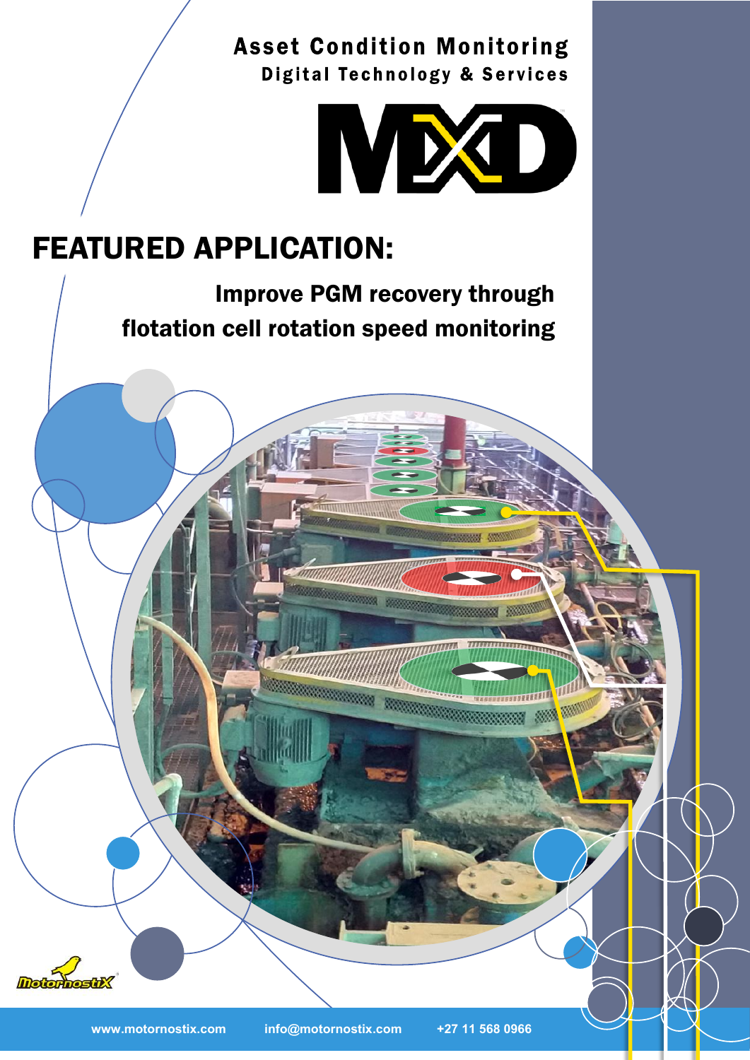Asset Condition Monitoring

Digital Technology & Services

MXD

# FEATURED APPLICATION:

## Improve PGM recovery through flotation cell rotation speed monitoring

MotornostiX

www.motornostix.com info@motornostix.com +27 11 568 0966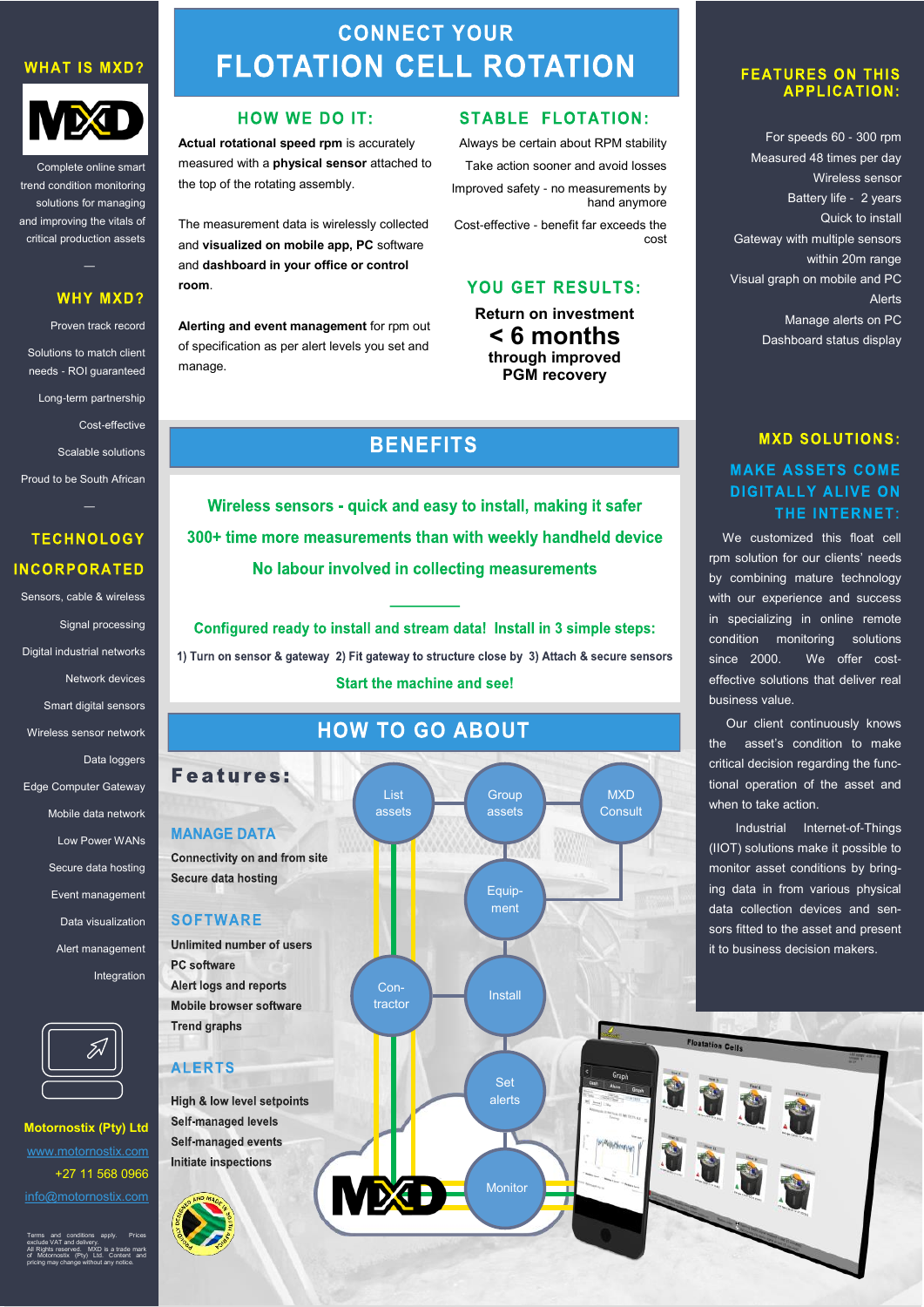## WHAT IS MXD?

Complete online smart trend condition monitoring solutions for managing and improving the vitals of critical production assets

—

## WHY MXD?

Proven track record

Solutions to match client needs - ROI guaranteed

Long-term partnership

Cost-effective

Scalable solutions

Proud to be South African

—

## TECHNOLOGY INCORPORATED

Sensors, cable & wireless

Signal processing

Digital industrial networks

Network devices

Smart digital sensors

Wireless sensor network

Data loggers

Edge Computer Gateway

Mobile data network

Low Power WANs

Secure data hosting

Event management

Data visualization

Alert management

Integration

**Motornostix (Pty) Ltd**

www.motornostix.com

+27 11 568 0966

info@motornostix.com

Terms and conditions apply. Prices exclude VAT and delivery. All Rights reserved. MXD is a trade mark of Motornostix (Pty) Ltd. Content and pricing may change without any notice.

# CONNECT YOUR FLOTATION CELL ROTATION

## HOW WE DO IT:

**Actual rotational speed rpm** is accurately measured with a **physical sensor** attached to the top of the rotating assembly.

The measurement data is wirelessly collected and **visualized on mobile app, PC** software and **dashboard in your office or control room**.

**Alerting and event management** for rpm out of specification as per alert levels you set and manage.

## STABLE FLOTATION:

Always be certain about RPM stability

Take action sooner and avoid losses

Improved safety - no measurements by hand anymore

Cost-effective - benefit far exceeds the cost

## YOU GET RESULTS:

**Return on investment**
**< 6 months**
**through improved PGM recovery**

## BENEFITS

**Wireless sensors - quick and easy to install, making it safer**

**300+ time more measurements than with weekly handheld device**

**No labour involved in collecting measurements**

**Configured ready to install and stream data! Install in 3 simple steps:**

1) Turn on sensor & gateway 2) Fit gateway to structure close by 3) Attach & secure sensors

**Start the machine and see!**

## HOW TO GO ABOUT

List assets

Group assets

MXD Consult

Equipment

Contractor

Install

Set alerts

Monitor

### Features:

#### MANAGE DATA

**Connectivity on and from site**
**Secure data hosting**

#### SOFTWARE

**Unlimited number of users**
**PC software**
**Alert logs and reports**
**Mobile browser software**
**Trend graphs**

#### ALERTS

**High & low level setpoints**
**Self-managed levels**
**Self-managed events**
**Initiate inspections**

## FEATURES ON THIS APPLICATION:

For speeds 60 - 300 rpm

Measured 48 times per day

Wireless sensor

Battery life - 2 years

Quick to install

Gateway with multiple sensors within 20m range

Visual graph on mobile and PC

Alerts

Manage alerts on PC

Dashboard status display

## MXD SOLUTIONS:

### MAKE ASSETS COME DIGITALLY ALIVE ON THE INTERNET:

We customized this float cell rpm solution for our clients' needs by combining mature technology with our experience and success in specializing in online remote condition monitoring solutions since 2000. We offer cost-effective solutions that deliver real business value.

Our client continuously knows the asset's condition to make critical decision regarding the functional operation of the asset and when to take action.

Industrial Internet-of-Things (IIOT) solutions make it possible to monitor asset conditions by bringing data in from various physical data collection devices and sensors fitted to the asset and present it to business decision makers.